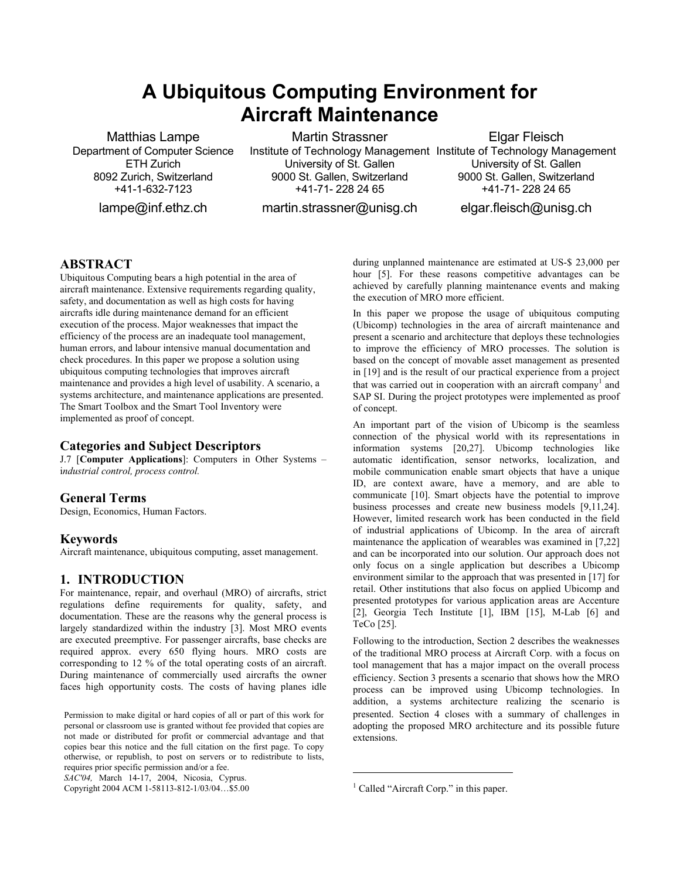# A Ubiquitous Computing Environment for Aircraft Maintenance

Matthias Lampe
Department of Computer Science
ETH Zurich
8092 Zurich, Switzerland
+41-1-632-7123
lampe@inf.ethz.ch

Martin Strassner
Institute of Technology Management
University of St. Gallen
9000 St. Gallen, Switzerland
+41-71- 228 24 65
martin.strassner@unisg.ch

Elgar Fleisch
Institute of Technology Management
University of St. Gallen
9000 St. Gallen, Switzerland
+41-71- 228 24 65
elgar.fleisch@unisg.ch

## ABSTRACT

Ubiquitous Computing bears a high potential in the area of aircraft maintenance. Extensive requirements regarding quality, safety, and documentation as well as high costs for having aircrafts idle during maintenance demand for an efficient execution of the process. Major weaknesses that impact the efficiency of the process are an inadequate tool management, human errors, and labour intensive manual documentation and check procedures. In this paper we propose a solution using ubiquitous computing technologies that improves aircraft maintenance and provides a high level of usability. A scenario, a systems architecture, and maintenance applications are presented. The Smart Toolbox and the Smart Tool Inventory were implemented as proof of concept.

### Categories and Subject Descriptors

J.7 [**Computer Applications**]: Computers in Other Systems – *industrial control, process control.*

### General Terms

Design, Economics, Human Factors.

### Keywords

Aircraft maintenance, ubiquitous computing, asset management.

## 1. INTRODUCTION

For maintenance, repair, and overhaul (MRO) of aircrafts, strict regulations define requirements for quality, safety, and documentation. These are the reasons why the general process is largely standardized within the industry [3]. Most MRO events are executed preemptive. For passenger aircrafts, base checks are required approx. every 650 flying hours. MRO costs are corresponding to 12 % of the total operating costs of an aircraft. During maintenance of commercially used aircrafts the owner faces high opportunity costs. The costs of having planes idle during unplanned maintenance are estimated at US-$ 23,000 per hour [5]. For these reasons competitive advantages can be achieved by carefully planning maintenance events and making the execution of MRO more efficient.

In this paper we propose the usage of ubiquitous computing (Ubicomp) technologies in the area of aircraft maintenance and present a scenario and architecture that deploys these technologies to improve the efficiency of MRO processes. The solution is based on the concept of movable asset management as presented in [19] and is the result of our practical experience from a project that was carried out in cooperation with an aircraft company[1] and SAP SI. During the project prototypes were implemented as proof of concept.

An important part of the vision of Ubicomp is the seamless connection of the physical world with its representations in information systems [20,27]. Ubicomp technologies like automatic identification, sensor networks, localization, and mobile communication enable smart objects that have a unique ID, are context aware, have a memory, and are able to communicate [10]. Smart objects have the potential to improve business processes and create new business models [9,11,24]. However, limited research work has been conducted in the field of industrial applications of Ubicomp. In the area of aircraft maintenance the application of wearables was examined in [7,22] and can be incorporated into our solution. Our approach does not only focus on a single application but describes a Ubicomp environment similar to the approach that was presented in [17] for retail. Other institutions that also focus on applied Ubicomp and presented prototypes for various application areas are Accenture [2], Georgia Tech Institute [1], IBM [15], M-Lab [6] and TeCo [25].

Following to the introduction, Section 2 describes the weaknesses of the traditional MRO process at Aircraft Corp. with a focus on tool management that has a major impact on the overall process efficiency. Section 3 presents a scenario that shows how the MRO process can be improved using Ubicomp technologies. In addition, a systems architecture realizing the scenario is presented. Section 4 closes with a summary of challenges in adopting the proposed MRO architecture and its possible future extensions.

Permission to make digital or hard copies of all or part of this work for personal or classroom use is granted without fee provided that copies are not made or distributed for profit or commercial advantage and that copies bear this notice and the full citation on the first page. To copy otherwise, or republish, to post on servers or to redistribute to lists, requires prior specific permission and/or a fee.
*SAC'04,* March 14-17, 2004, Nicosia, Cyprus.
Copyright 2004 ACM 1-58113-812-1/03/04…$5.00

[1] Called "Aircraft Corp." in this paper.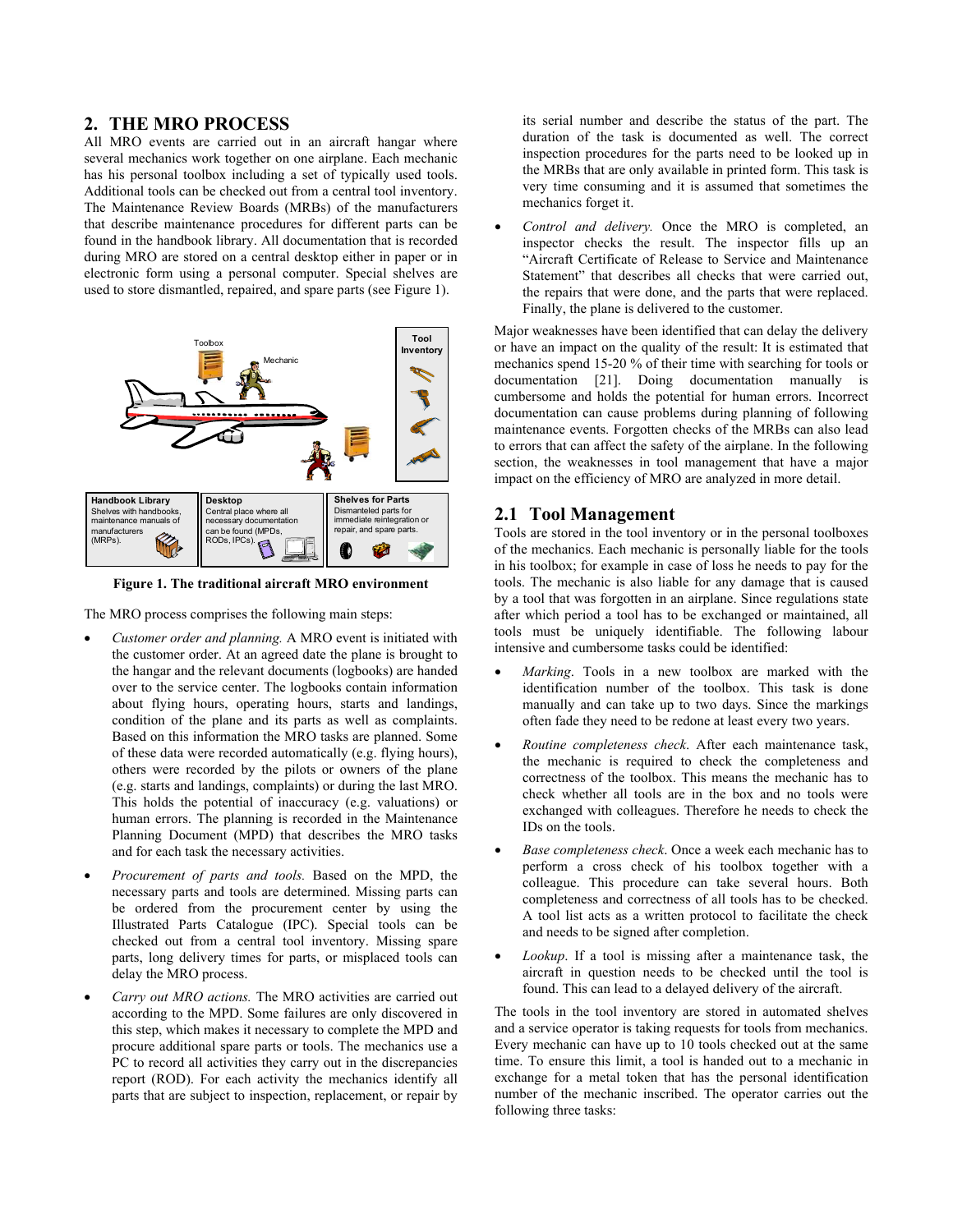## 2. THE MRO PROCESS

All MRO events are carried out in an aircraft hangar where several mechanics work together on one airplane. Each mechanic has his personal toolbox including a set of typically used tools. Additional tools can be checked out from a central tool inventory. The Maintenance Review Boards (MRBs) of the manufacturers that describe maintenance procedures for different parts can be found in the handbook library. All documentation that is recorded during MRO are stored on a central desktop either in paper or in electronic form using a personal computer. Special shelves are used to store dismantled, repaired, and spare parts (see Figure 1).

**Figure 1. The traditional aircraft MRO environment**

The MRO process comprises the following main steps:

- *Customer order and planning.* A MRO event is initiated with the customer order. At an agreed date the plane is brought to the hangar and the relevant documents (logbooks) are handed over to the service center. The logbooks contain information about flying hours, operating hours, starts and landings, condition of the plane and its parts as well as complaints. Based on this information the MRO tasks are planned. Some of these data were recorded automatically (e.g. flying hours), others were recorded by the pilots or owners of the plane (e.g. starts and landings, complaints) or during the last MRO. This holds the potential of inaccuracy (e.g. valuations) or human errors. The planning is recorded in the Maintenance Planning Document (MPD) that describes the MRO tasks and for each task the necessary activities.
- *Procurement of parts and tools.* Based on the MPD, the necessary parts and tools are determined. Missing parts can be ordered from the procurement center by using the Illustrated Parts Catalogue (IPC). Special tools can be checked out from a central tool inventory. Missing spare parts, long delivery times for parts, or misplaced tools can delay the MRO process.
- *Carry out MRO actions.* The MRO activities are carried out according to the MPD. Some failures are only discovered in this step, which makes it necessary to complete the MPD and procure additional spare parts or tools. The mechanics use a PC to record all activities they carry out in the discrepancies report (ROD). For each activity the mechanics identify all parts that are subject to inspection, replacement, or repair by its serial number and describe the status of the part. The duration of the task is documented as well. The correct inspection procedures for the parts need to be looked up in the MRBs that are only available in printed form. This task is very time consuming and it is assumed that sometimes the mechanics forget it.
- *Control and delivery.* Once the MRO is completed, an inspector checks the result. The inspector fills up an "Aircraft Certificate of Release to Service and Maintenance Statement" that describes all checks that were carried out, the repairs that were done, and the parts that were replaced. Finally, the plane is delivered to the customer.

Major weaknesses have been identified that can delay the delivery or have an impact on the quality of the result: It is estimated that mechanics spend 15-20 % of their time with searching for tools or documentation [21]. Doing documentation manually is cumbersome and holds the potential for human errors. Incorrect documentation can cause problems during planning of following maintenance events. Forgotten checks of the MRBs can also lead to errors that can affect the safety of the airplane. In the following section, the weaknesses in tool management that have a major impact on the efficiency of MRO are analyzed in more detail.

### 2.1 Tool Management

Tools are stored in the tool inventory or in the personal toolboxes of the mechanics. Each mechanic is personally liable for the tools in his toolbox; for example in case of loss he needs to pay for the tools. The mechanic is also liable for any damage that is caused by a tool that was forgotten in an airplane. Since regulations state after which period a tool has to be exchanged or maintained, all tools must be uniquely identifiable. The following labour intensive and cumbersome tasks could be identified:

- *Marking*. Tools in a new toolbox are marked with the identification number of the toolbox. This task is done manually and can take up to two days. Since the markings often fade they need to be redone at least every two years.
- *Routine completeness check*. After each maintenance task, the mechanic is required to check the completeness and correctness of the toolbox. This means the mechanic has to check whether all tools are in the box and no tools were exchanged with colleagues. Therefore he needs to check the IDs on the tools.
- *Base completeness check*. Once a week each mechanic has to perform a cross check of his toolbox together with a colleague. This procedure can take several hours. Both completeness and correctness of all tools has to be checked. A tool list acts as a written protocol to facilitate the check and needs to be signed after completion.
- *Lookup*. If a tool is missing after a maintenance task, the aircraft in question needs to be checked until the tool is found. This can lead to a delayed delivery of the aircraft.

The tools in the tool inventory are stored in automated shelves and a service operator is taking requests for tools from mechanics. Every mechanic can have up to 10 tools checked out at the same time. To ensure this limit, a tool is handed out to a mechanic in exchange for a metal token that has the personal identification number of the mechanic inscribed. The operator carries out the following three tasks: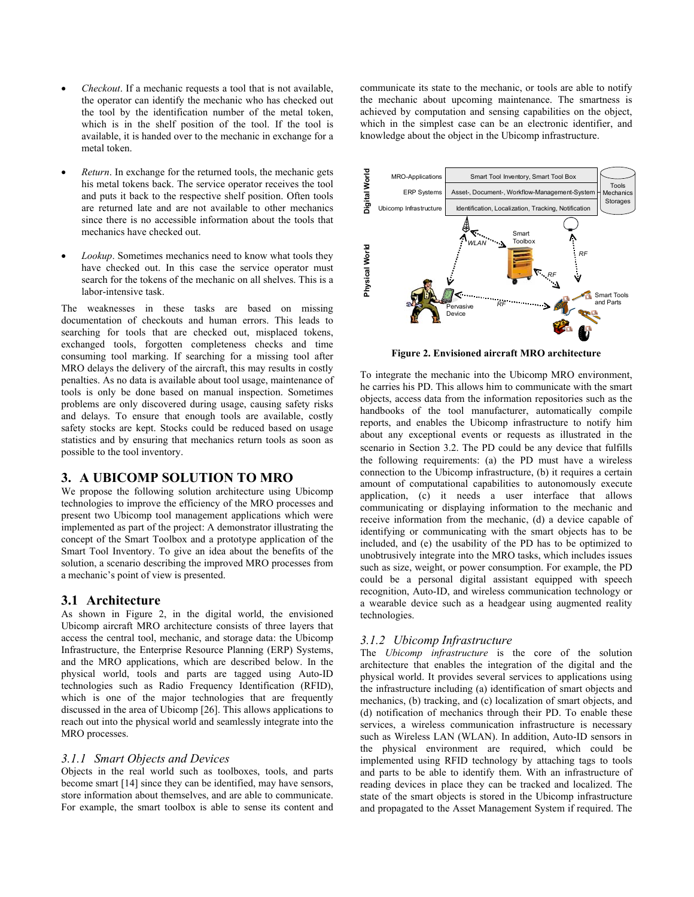- *Checkout*. If a mechanic requests a tool that is not available, the operator can identify the mechanic who has checked out the tool by the identification number of the metal token, which is in the shelf position of the tool. If the tool is available, it is handed over to the mechanic in exchange for a metal token.
- *Return*. In exchange for the returned tools, the mechanic gets his metal tokens back. The service operator receives the tool and puts it back to the respective shelf position. Often tools are returned late and are not available to other mechanics since there is no accessible information about the tools that mechanics have checked out.
- *Lookup*. Sometimes mechanics need to know what tools they have checked out. In this case the service operator must search for the tokens of the mechanic on all shelves. This is a labor-intensive task.

The weaknesses in these tasks are based on missing documentation of checkouts and human errors. This leads to searching for tools that are checked out, misplaced tokens, exchanged tools, forgotten completeness checks and time consuming tool marking. If searching for a missing tool after MRO delays the delivery of the aircraft, this may results in costly penalties. As no data is available about tool usage, maintenance of tools is only be done based on manual inspection. Sometimes problems are only discovered during usage, causing safety risks and delays. To ensure that enough tools are available, costly safety stocks are kept. Stocks could be reduced based on usage statistics and by ensuring that mechanics return tools as soon as possible to the tool inventory.

## 3. A UBICOMP SOLUTION TO MRO

We propose the following solution architecture using Ubicomp technologies to improve the efficiency of the MRO processes and present two Ubicomp tool management applications which were implemented as part of the project: A demonstrator illustrating the concept of the Smart Toolbox and a prototype application of the Smart Tool Inventory. To give an idea about the benefits of the solution, a scenario describing the improved MRO processes from a mechanic's point of view is presented.

### 3.1 Architecture

As shown in Figure 2, in the digital world, the envisioned Ubicomp aircraft MRO architecture consists of three layers that access the central tool, mechanic, and storage data: the Ubicomp Infrastructure, the Enterprise Resource Planning (ERP) Systems, and the MRO applications, which are described below. In the physical world, tools and parts are tagged using Auto-ID technologies such as Radio Frequency Identification (RFID), which is one of the major technologies that are frequently discussed in the area of Ubicomp [26]. This allows applications to reach out into the physical world and seamlessly integrate into the MRO processes.

#### *3.1.1 Smart Objects and Devices*

Objects in the real world such as toolboxes, tools, and parts become smart [14] since they can be identified, may have sensors, store information about themselves, and are able to communicate. For example, the smart toolbox is able to sense its content and communicate its state to the mechanic, or tools are able to notify the mechanic about upcoming maintenance. The smartness is achieved by computation and sensing capabilities on the object, which in the simplest case can be an electronic identifier, and knowledge about the object in the Ubicomp infrastructure.

Digital World
MRO-Applications
Smart Tool Inventory, Smart Tool Box
ERP Systems
Asset-, Document-, Workflow-Management-System
Ubicomp Infrastructure
Identification, Localization, Tracking, Notification
Tools
Mechanics
Storages
Physical World
WLAN
Smart Toolbox
RF
RF
RF
Pervasive Device
Smart Tools and Parts

**Figure 2. Envisioned aircraft MRO architecture**

To integrate the mechanic into the Ubicomp MRO environment, he carries his PD. This allows him to communicate with the smart objects, access data from the information repositories such as the handbooks of the tool manufacturer, automatically compile reports, and enables the Ubicomp infrastructure to notify him about any exceptional events or requests as illustrated in the scenario in Section 3.2. The PD could be any device that fulfills the following requirements: (a) the PD must have a wireless connection to the Ubicomp infrastructure, (b) it requires a certain amount of computational capabilities to autonomously execute application, (c) it needs a user interface that allows communicating or displaying information to the mechanic and receive information from the mechanic, (d) a device capable of identifying or communicating with the smart objects has to be included, and (e) the usability of the PD has to be optimized to unobtrusively integrate into the MRO tasks, which includes issues such as size, weight, or power consumption. For example, the PD could be a personal digital assistant equipped with speech recognition, Auto-ID, and wireless communication technology or a wearable device such as a headgear using augmented reality technologies.

#### *3.1.2 Ubicomp Infrastructure*

The *Ubicomp infrastructure* is the core of the solution architecture that enables the integration of the digital and the physical world. It provides several services to applications using the infrastructure including (a) identification of smart objects and mechanics, (b) tracking, and (c) localization of smart objects, and (d) notification of mechanics through their PD. To enable these services, a wireless communication infrastructure is necessary such as Wireless LAN (WLAN). In addition, Auto-ID sensors in the physical environment are required, which could be implemented using RFID technology by attaching tags to tools and parts to be able to identify them. With an infrastructure of reading devices in place they can be tracked and localized. The state of the smart objects is stored in the Ubicomp infrastructure and propagated to the Asset Management System if required. The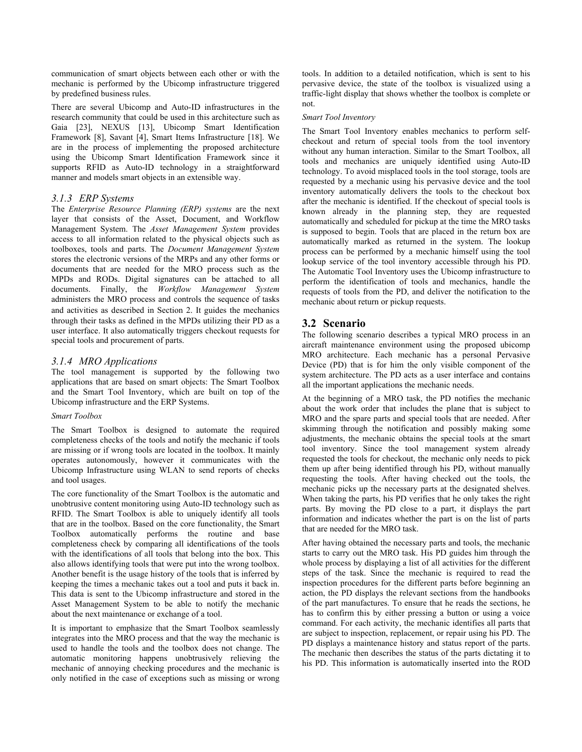communication of smart objects between each other or with the mechanic is performed by the Ubicomp infrastructure triggered by predefined business rules.

There are several Ubicomp and Auto-ID infrastructures in the research community that could be used in this architecture such as Gaia [23], NEXUS [13], Ubicomp Smart Identification Framework [8], Savant [4], Smart Items Infrastructure [18]. We are in the process of implementing the proposed architecture using the Ubicomp Smart Identification Framework since it supports RFID as Auto-ID technology in a straightforward manner and models smart objects in an extensible way.

### *3.1.3 ERP Systems*

The *Enterprise Resource Planning (ERP) systems* are the next layer that consists of the Asset, Document, and Workflow Management System. The *Asset Management System* provides access to all information related to the physical objects such as toolboxes, tools and parts. The *Document Management System* stores the electronic versions of the MRPs and any other forms or documents that are needed for the MRO process such as the MPDs and RODs. Digital signatures can be attached to all documents. Finally, the *Workflow Management System* administers the MRO process and controls the sequence of tasks and activities as described in Section 2. It guides the mechanics through their tasks as defined in the MPDs utilizing their PD as a user interface. It also automatically triggers checkout requests for special tools and procurement of parts.

### *3.1.4 MRO Applications*

The tool management is supported by the following two applications that are based on smart objects: The Smart Toolbox and the Smart Tool Inventory, which are built on top of the Ubicomp infrastructure and the ERP Systems.

*Smart Toolbox*

The Smart Toolbox is designed to automate the required completeness checks of the tools and notify the mechanic if tools are missing or if wrong tools are located in the toolbox. It mainly operates autonomously, however it communicates with the Ubicomp Infrastructure using WLAN to send reports of checks and tool usages.

The core functionality of the Smart Toolbox is the automatic and unobtrusive content monitoring using Auto-ID technology such as RFID. The Smart Toolbox is able to uniquely identify all tools that are in the toolbox. Based on the core functionality, the Smart Toolbox automatically performs the routine and base completeness check by comparing all identifications of the tools with the identifications of all tools that belong into the box. This also allows identifying tools that were put into the wrong toolbox. Another benefit is the usage history of the tools that is inferred by keeping the times a mechanic takes out a tool and puts it back in. This data is sent to the Ubicomp infrastructure and stored in the Asset Management System to be able to notify the mechanic about the next maintenance or exchange of a tool.

It is important to emphasize that the Smart Toolbox seamlessly integrates into the MRO process and that the way the mechanic is used to handle the tools and the toolbox does not change. The automatic monitoring happens unobtrusively relieving the mechanic of annoying checking procedures and the mechanic is only notified in the case of exceptions such as missing or wrong tools. In addition to a detailed notification, which is sent to his pervasive device, the state of the toolbox is visualized using a traffic-light display that shows whether the toolbox is complete or not.

*Smart Tool Inventory*

The Smart Tool Inventory enables mechanics to perform self-checkout and return of special tools from the tool inventory without any human interaction. Similar to the Smart Toolbox, all tools and mechanics are uniquely identified using Auto-ID technology. To avoid misplaced tools in the tool storage, tools are requested by a mechanic using his pervasive device and the tool inventory automatically delivers the tools to the checkout box after the mechanic is identified. If the checkout of special tools is known already in the planning step, they are requested automatically and scheduled for pickup at the time the MRO tasks is supposed to begin. Tools that are placed in the return box are automatically marked as returned in the system. The lookup process can be performed by a mechanic himself using the tool lookup service of the tool inventory accessible through his PD. The Automatic Tool Inventory uses the Ubicomp infrastructure to perform the identification of tools and mechanics, handle the requests of tools from the PD, and deliver the notification to the mechanic about return or pickup requests.

## 3.2 Scenario

The following scenario describes a typical MRO process in an aircraft maintenance environment using the proposed ubicomp MRO architecture. Each mechanic has a personal Pervasive Device (PD) that is for him the only visible component of the system architecture. The PD acts as a user interface and contains all the important applications the mechanic needs.

At the beginning of a MRO task, the PD notifies the mechanic about the work order that includes the plane that is subject to MRO and the spare parts and special tools that are needed. After skimming through the notification and possibly making some adjustments, the mechanic obtains the special tools at the smart tool inventory. Since the tool management system already requested the tools for checkout, the mechanic only needs to pick them up after being identified through his PD, without manually requesting the tools. After having checked out the tools, the mechanic picks up the necessary parts at the designated shelves. When taking the parts, his PD verifies that he only takes the right parts. By moving the PD close to a part, it displays the part information and indicates whether the part is on the list of parts that are needed for the MRO task.

After having obtained the necessary parts and tools, the mechanic starts to carry out the MRO task. His PD guides him through the whole process by displaying a list of all activities for the different steps of the task. Since the mechanic is required to read the inspection procedures for the different parts before beginning an action, the PD displays the relevant sections from the handbooks of the part manufactures. To ensure that he reads the sections, he has to confirm this by either pressing a button or using a voice command. For each activity, the mechanic identifies all parts that are subject to inspection, replacement, or repair using his PD. The PD displays a maintenance history and status report of the parts. The mechanic then describes the status of the parts dictating it to his PD. This information is automatically inserted into the ROD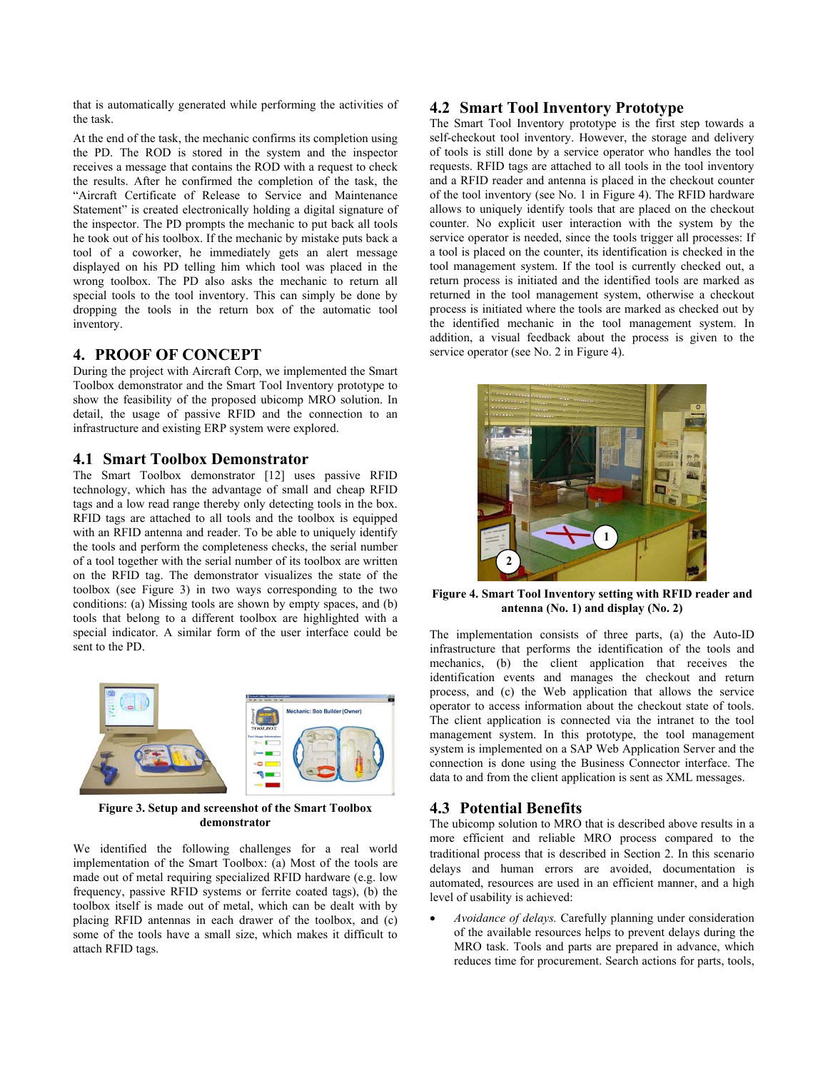that is automatically generated while performing the activities of the task.

At the end of the task, the mechanic confirms its completion using the PD. The ROD is stored in the system and the inspector receives a message that contains the ROD with a request to check the results. After he confirmed the completion of the task, the "Aircraft Certificate of Release to Service and Maintenance Statement" is created electronically holding a digital signature of the inspector. The PD prompts the mechanic to put back all tools he took out of his toolbox. If the mechanic by mistake puts back a tool of a coworker, he immediately gets an alert message displayed on his PD telling him which tool was placed in the wrong toolbox. The PD also asks the mechanic to return all special tools to the tool inventory. This can simply be done by dropping the tools in the return box of the automatic tool inventory.

# 4. PROOF OF CONCEPT

During the project with Aircraft Corp, we implemented the Smart Toolbox demonstrator and the Smart Tool Inventory prototype to show the feasibility of the proposed ubicomp MRO solution. In detail, the usage of passive RFID and the connection to an infrastructure and existing ERP system were explored.

## 4.1 Smart Toolbox Demonstrator

The Smart Toolbox demonstrator [12] uses passive RFID technology, which has the advantage of small and cheap RFID tags and a low read range thereby only detecting tools in the box. RFID tags are attached to all tools and the toolbox is equipped with an RFID antenna and reader. To be able to uniquely identify the tools and perform the completeness checks, the serial number of a tool together with the serial number of its toolbox are written on the RFID tag. The demonstrator visualizes the state of the toolbox (see Figure 3) in two ways corresponding to the two conditions: (a) Missing tools are shown by empty spaces, and (b) tools that belong to a different toolbox are highlighted with a special indicator. A similar form of the user interface could be sent to the PD.

**Figure 3. Setup and screenshot of the Smart Toolbox demonstrator**

We identified the following challenges for a real world implementation of the Smart Toolbox: (a) Most of the tools are made out of metal requiring specialized RFID hardware (e.g. low frequency, passive RFID systems or ferrite coated tags), (b) the toolbox itself is made out of metal, which can be dealt with by placing RFID antennas in each drawer of the toolbox, and (c) some of the tools have a small size, which makes it difficult to attach RFID tags.

## 4.2 Smart Tool Inventory Prototype

The Smart Tool Inventory prototype is the first step towards a self-checkout tool inventory. However, the storage and delivery of tools is still done by a service operator who handles the tool requests. RFID tags are attached to all tools in the tool inventory and a RFID reader and antenna is placed in the checkout counter of the tool inventory (see No. 1 in Figure 4). The RFID hardware allows to uniquely identify tools that are placed on the checkout counter. No explicit user interaction with the system by the service operator is needed, since the tools trigger all processes: If a tool is placed on the counter, its identification is checked in the tool management system. If the tool is currently checked out, a return process is initiated and the identified tools are marked as returned in the tool management system, otherwise a checkout process is initiated where the tools are marked as checked out by the identified mechanic in the tool management system. In addition, a visual feedback about the process is given to the service operator (see No. 2 in Figure 4).

**Figure 4. Smart Tool Inventory setting with RFID reader and antenna (No. 1) and display (No. 2)**

The implementation consists of three parts, (a) the Auto-ID infrastructure that performs the identification of the tools and mechanics, (b) the client application that receives the identification events and manages the checkout and return process, and (c) the Web application that allows the service operator to access information about the checkout state of tools. The client application is connected via the intranet to the tool management system. In this prototype, the tool management system is implemented on a SAP Web Application Server and the connection is done using the Business Connector interface. The data to and from the client application is sent as XML messages.

## 4.3 Potential Benefits

The ubicomp solution to MRO that is described above results in a more efficient and reliable MRO process compared to the traditional process that is described in Section 2. In this scenario delays and human errors are avoided, documentation is automated, resources are used in an efficient manner, and a high level of usability is achieved:

- *Avoidance of delays.* Carefully planning under consideration of the available resources helps to prevent delays during the MRO task. Tools and parts are prepared in advance, which reduces time for procurement. Search actions for parts, tools,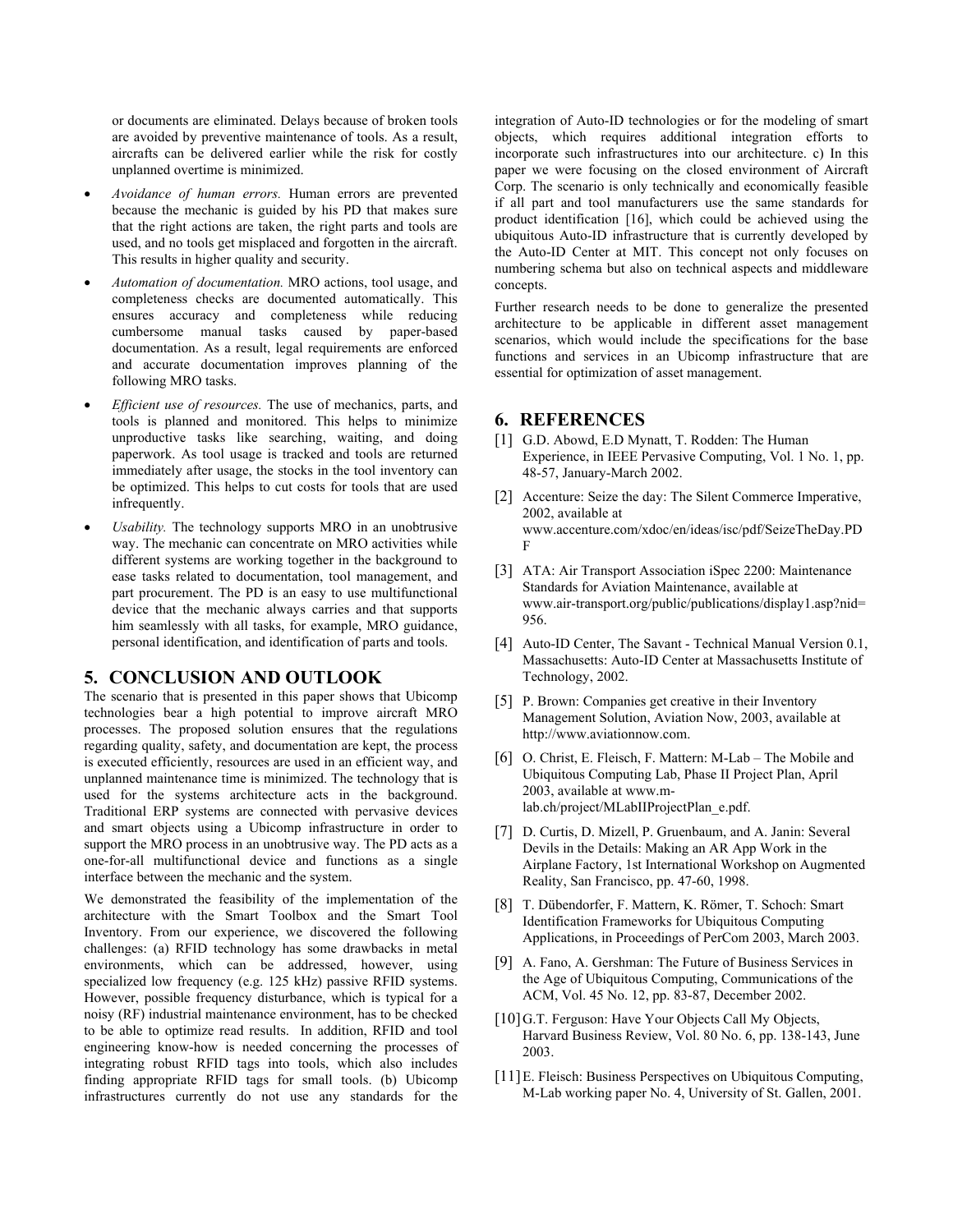or documents are eliminated. Delays because of broken tools are avoided by preventive maintenance of tools. As a result, aircrafts can be delivered earlier while the risk for costly unplanned overtime is minimized.

- *Avoidance of human errors.* Human errors are prevented because the mechanic is guided by his PD that makes sure that the right actions are taken, the right parts and tools are used, and no tools get misplaced and forgotten in the aircraft. This results in higher quality and security.
- *Automation of documentation.* MRO actions, tool usage, and completeness checks are documented automatically. This ensures accuracy and completeness while reducing cumbersome manual tasks caused by paper-based documentation. As a result, legal requirements are enforced and accurate documentation improves planning of the following MRO tasks.
- *Efficient use of resources.* The use of mechanics, parts, and tools is planned and monitored. This helps to minimize unproductive tasks like searching, waiting, and doing paperwork. As tool usage is tracked and tools are returned immediately after usage, the stocks in the tool inventory can be optimized. This helps to cut costs for tools that are used infrequently.
- *Usability.* The technology supports MRO in an unobtrusive way. The mechanic can concentrate on MRO activities while different systems are working together in the background to ease tasks related to documentation, tool management, and part procurement. The PD is an easy to use multifunctional device that the mechanic always carries and that supports him seamlessly with all tasks, for example, MRO guidance, personal identification, and identification of parts and tools.

## 5. CONCLUSION AND OUTLOOK

The scenario that is presented in this paper shows that Ubicomp technologies bear a high potential to improve aircraft MRO processes. The proposed solution ensures that the regulations regarding quality, safety, and documentation are kept, the process is executed efficiently, resources are used in an efficient way, and unplanned maintenance time is minimized. The technology that is used for the systems architecture acts in the background. Traditional ERP systems are connected with pervasive devices and smart objects using a Ubicomp infrastructure in order to support the MRO process in an unobtrusive way. The PD acts as a one-for-all multifunctional device and functions as a single interface between the mechanic and the system.

We demonstrated the feasibility of the implementation of the architecture with the Smart Toolbox and the Smart Tool Inventory. From our experience, we discovered the following challenges: (a) RFID technology has some drawbacks in metal environments, which can be addressed, however, using specialized low frequency (e.g. 125 kHz) passive RFID systems. However, possible frequency disturbance, which is typical for a noisy (RF) industrial maintenance environment, has to be checked to be able to optimize read results. In addition, RFID and tool engineering know-how is needed concerning the processes of integrating robust RFID tags into tools, which also includes finding appropriate RFID tags for small tools. (b) Ubicomp infrastructures currently do not use any standards for the integration of Auto-ID technologies or for the modeling of smart objects, which requires additional integration efforts to incorporate such infrastructures into our architecture. c) In this paper we were focusing on the closed environment of Aircraft Corp. The scenario is only technically and economically feasible if all part and tool manufacturers use the same standards for product identification [16], which could be achieved using the ubiquitous Auto-ID infrastructure that is currently developed by the Auto-ID Center at MIT. This concept not only focuses on numbering schema but also on technical aspects and middleware concepts.

Further research needs to be done to generalize the presented architecture to be applicable in different asset management scenarios, which would include the specifications for the base functions and services in an Ubicomp infrastructure that are essential for optimization of asset management.

## 6. REFERENCES

[1] G.D. Abowd, E.D Mynatt, T. Rodden: The Human Experience, in IEEE Pervasive Computing, Vol. 1 No. 1, pp. 48-57, January-March 2002.

[2] Accenture: Seize the day: The Silent Commerce Imperative, 2002, available at www.accenture.com/xdoc/en/ideas/isc/pdf/SeizeTheDay.PDF

[3] ATA: Air Transport Association iSpec 2200: Maintenance Standards for Aviation Maintenance, available at www.air-transport.org/public/publications/display1.asp?nid=956.

[4] Auto-ID Center, The Savant - Technical Manual Version 0.1, Massachusetts: Auto-ID Center at Massachusetts Institute of Technology, 2002.

[5] P. Brown: Companies get creative in their Inventory Management Solution, Aviation Now, 2003, available at http://www.aviationnow.com.

[6] O. Christ, E. Fleisch, F. Mattern: M-Lab – The Mobile and Ubiquitous Computing Lab, Phase II Project Plan, April 2003, available at www.m-lab.ch/project/MLabIIProjectPlan_e.pdf.

[7] D. Curtis, D. Mizell, P. Gruenbaum, and A. Janin: Several Devils in the Details: Making an AR App Work in the Airplane Factory, 1st International Workshop on Augmented Reality, San Francisco, pp. 47-60, 1998.

[8] T. Dübendorfer, F. Mattern, K. Römer, T. Schoch: Smart Identification Frameworks for Ubiquitous Computing Applications, in Proceedings of PerCom 2003, March 2003.

[9] A. Fano, A. Gershman: The Future of Business Services in the Age of Ubiquitous Computing, Communications of the ACM, Vol. 45 No. 12, pp. 83-87, December 2002.

[10] G.T. Ferguson: Have Your Objects Call My Objects, Harvard Business Review, Vol. 80 No. 6, pp. 138-143, June 2003.

[11] E. Fleisch: Business Perspectives on Ubiquitous Computing, M-Lab working paper No. 4, University of St. Gallen, 2001.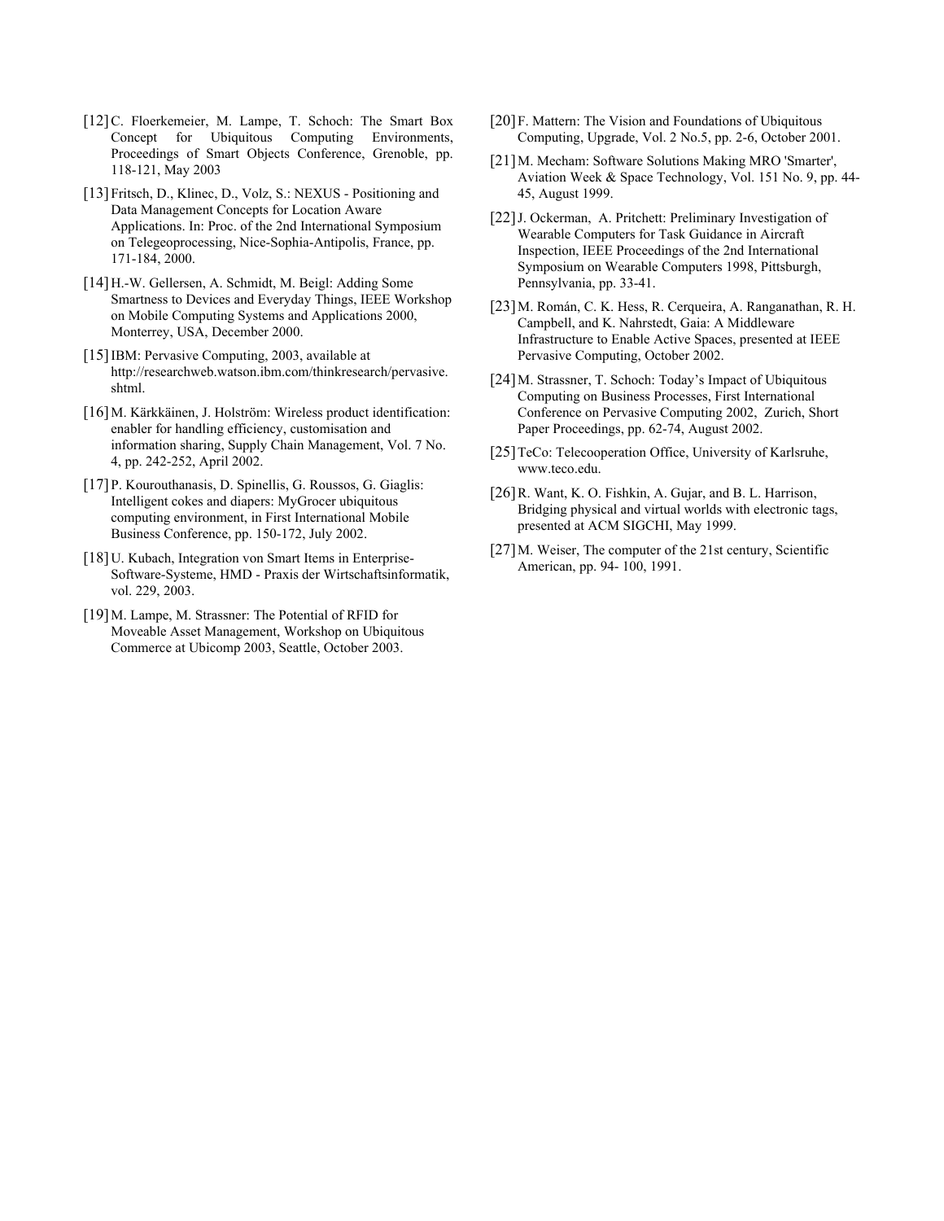[12] C. Floerkemeier, M. Lampe, T. Schoch: The Smart Box Concept for Ubiquitous Computing Environments, Proceedings of Smart Objects Conference, Grenoble, pp. 118-121, May 2003

[13] Fritsch, D., Klinec, D., Volz, S.: NEXUS - Positioning and Data Management Concepts for Location Aware Applications. In: Proc. of the 2nd International Symposium on Telegeoprocessing, Nice-Sophia-Antipolis, France, pp. 171-184, 2000.

[14] H.-W. Gellersen, A. Schmidt, M. Beigl: Adding Some Smartness to Devices and Everyday Things, IEEE Workshop on Mobile Computing Systems and Applications 2000, Monterrey, USA, December 2000.

[15] IBM: Pervasive Computing, 2003, available at http://researchweb.watson.ibm.com/thinkresearch/pervasive.shtml.

[16] M. Kärkkäinen, J. Holström: Wireless product identification: enabler for handling efficiency, customisation and information sharing, Supply Chain Management, Vol. 7 No. 4, pp. 242-252, April 2002.

[17] P. Kourouthanasis, D. Spinellis, G. Roussos, G. Giaglis: Intelligent cokes and diapers: MyGrocer ubiquitous computing environment, in First International Mobile Business Conference, pp. 150-172, July 2002.

[18] U. Kubach, Integration von Smart Items in Enterprise-Software-Systeme, HMD - Praxis der Wirtschaftsinformatik, vol. 229, 2003.

[19] M. Lampe, M. Strassner: The Potential of RFID for Moveable Asset Management, Workshop on Ubiquitous Commerce at Ubicomp 2003, Seattle, October 2003.

[20] F. Mattern: The Vision and Foundations of Ubiquitous Computing, Upgrade, Vol. 2 No.5, pp. 2-6, October 2001.

[21] M. Mecham: Software Solutions Making MRO 'Smarter', Aviation Week & Space Technology, Vol. 151 No. 9, pp. 44-45, August 1999.

[22] J. Ockerman, A. Pritchett: Preliminary Investigation of Wearable Computers for Task Guidance in Aircraft Inspection, IEEE Proceedings of the 2nd International Symposium on Wearable Computers 1998, Pittsburgh, Pennsylvania, pp. 33-41.

[23] M. Román, C. K. Hess, R. Cerqueira, A. Ranganathan, R. H. Campbell, and K. Nahrstedt, Gaia: A Middleware Infrastructure to Enable Active Spaces, presented at IEEE Pervasive Computing, October 2002.

[24] M. Strassner, T. Schoch: Today's Impact of Ubiquitous Computing on Business Processes, First International Conference on Pervasive Computing 2002, Zurich, Short Paper Proceedings, pp. 62-74, August 2002.

[25] TeCo: Telecooperation Office, University of Karlsruhe, www.teco.edu.

[26] R. Want, K. O. Fishkin, A. Gujar, and B. L. Harrison, Bridging physical and virtual worlds with electronic tags, presented at ACM SIGCHI, May 1999.

[27] M. Weiser, The computer of the 21st century, Scientific American, pp. 94- 100, 1991.